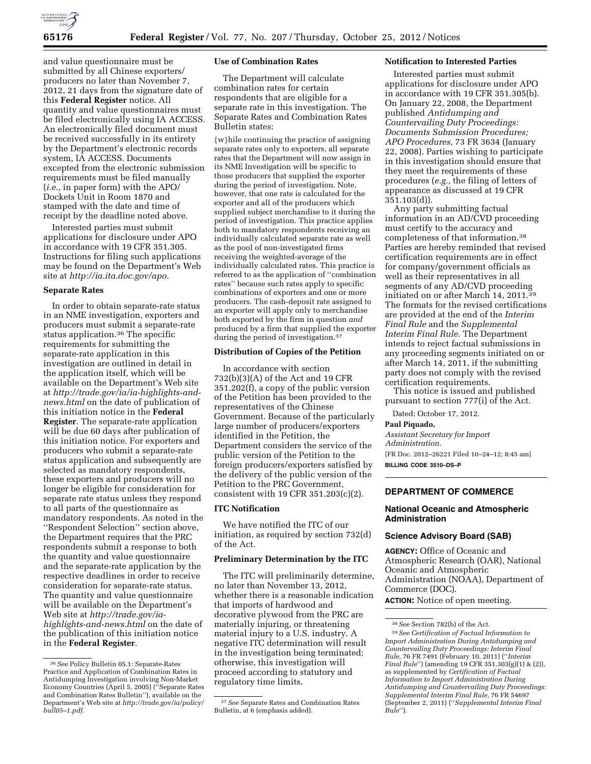and value questionnaire must be submitted by all Chinese exporters/producers no later than November 7, 2012, 21 days from the signature date of this **Federal Register** notice. All quantity and value questionnaires must be filed electronically using IA ACCESS. An electronically filed document must be received successfully in its entirety by the Department's electronic records system, IA ACCESS. Documents excepted from the electronic submission requirements must be filed manually (*i.e.,* in paper form) with the APO/Dockets Unit in Room 1870 and stamped with the date and time of receipt by the deadline noted above.

Interested parties must submit applications for disclosure under APO in accordance with 19 CFR 351.305. Instructions for filing such applications may be found on the Department's Web site at *http://ia.ita.doc.gov/apo.*

### Separate Rates

In order to obtain separate-rate status in an NME investigation, exporters and producers must submit a separate-rate status application.[36] The specific requirements for submitting the separate-rate application in this investigation are outlined in detail in the application itself, which will be available on the Department's Web site at *http://trade.gov/ia/ia-highlights-and-news.html* on the date of publication of this initiation notice in the **Federal Register**. The separate-rate application will be due 60 days after publication of this initiation notice. For exporters and producers who submit a separate-rate status application and subsequently are selected as mandatory respondents, these exporters and producers will no longer be eligible for consideration for separate rate status unless they respond to all parts of the questionnaire as mandatory respondents. As noted in the ''Respondent Selection'' section above, the Department requires that the PRC respondents submit a response to both the quantity and value questionnaire and the separate-rate application by the respective deadlines in order to receive consideration for separate-rate status. The quantity and value questionnaire will be available on the Department's Web site at *http://trade.gov/ia-highlights-and-news.html* on the date of the publication of this initiation notice in the **Federal Register**.

### Use of Combination Rates

The Department will calculate combination rates for certain respondents that are eligible for a separate rate in this investigation. The Separate Rates and Combination Rates Bulletin states:

{w}hile continuing the practice of assigning separate rates only to exporters, all separate rates that the Department will now assign in its NME Investigation will be specific to those producers that supplied the exporter during the period of investigation. Note, however, that one rate is calculated for the exporter and all of the producers which supplied subject merchandise to it during the period of investigation. This practice applies both to mandatory respondents receiving an individually calculated separate rate as well as the pool of non-investigated firms receiving the weighted-average of the individually calculated rates. This practice is referred to as the application of ''combination rates'' because such rates apply to specific combinations of exporters and one or more producers. The cash-deposit rate assigned to an exporter will apply only to merchandise both exported by the firm in question *and* produced by a firm that supplied the exporter during the period of investigation.[37]

### Distribution of Copies of the Petition

In accordance with section 732(b)(3)(A) of the Act and 19 CFR 351.202(f), a copy of the public version of the Petition has been provided to the representatives of the Chinese Government. Because of the particularly large number of producers/exporters identified in the Petition, the Department considers the service of the public version of the Petition to the foreign producers/exporters satisfied by the delivery of the public version of the Petition to the PRC Government, consistent with 19 CFR 351.203(c)(2).

### ITC Notification

We have notified the ITC of our initiation, as required by section 732(d) of the Act.

### Preliminary Determination by the ITC

The ITC will preliminarily determine, no later than November 13, 2012, whether there is a reasonable indication that imports of hardwood and decorative plywood from the PRC are materially injuring, or threatening material injury to a U.S. industry. A negative ITC determination will result in the investigation being terminated; otherwise, this investigation will proceed according to statutory and regulatory time limits.

### Notification to Interested Parties

Interested parties must submit applications for disclosure under APO in accordance with 19 CFR 351.305(b). On January 22, 2008, the Department published *Antidumping and Countervailing Duty Proceedings: Documents Submission Procedures; APO Procedures,* 73 FR 3634 (January 22, 2008). Parties wishing to participate in this investigation should ensure that they meet the requirements of these procedures (*e.g.,* the filing of letters of appearance as discussed at 19 CFR 351.103(d)).

Any party submitting factual information in an AD/CVD proceeding must certify to the accuracy and completeness of that information.[38] Parties are hereby reminded that revised certification requirements are in effect for company/government officials as well as their representatives in all segments of any AD/CVD proceeding initiated on or after March 14, 2011.[39] The formats for the revised certifications are provided at the end of the *Interim Final Rule* and the *Supplemental Interim Final Rule.* The Department intends to reject factual submissions in any proceeding segments initiated on or after March 14, 2011, if the submitting party does not comply with the revised certification requirements.

This notice is issued and published pursuant to section 777(i) of the Act.

Dated: October 17, 2012.

**Paul Piquado,**

*Assistant Secretary for Import Administration.*

[FR Doc. 2012–26221 Filed 10–24–12; 8:45 am]

**BILLING CODE 3510–DS–P**

---

[36] *See* Policy Bulletin 05.1: Separate-Rates Practice and Application of Combination Rates in Antidumping Investigation involving Non-Market Economy Countries (April 5, 2005) (''Separate Rates and Combination Rates Bulletin''), available on the Department's Web site at *http://trade.gov/ia/policy/bull05–1.pdf.*

[37] *See* Separate Rates and Combination Rates Bulletin, at 6 (emphasis added).

[38] *See* Section 782(b) of the Act.

[39] *See Certification of Factual Information to Import Administration During Antidumping and Countervailing Duty Proceedings: Interim Final Rule,* 76 FR 7491 (February 10, 2011) (''*Interim Final Rule*'') (amending 19 CFR 351.303(g)(1) & (2)), as supplemented by *Certification of Factual Information to Import Administration During Antidumping and Countervailing Duty Proceedings: Supplemental Interim Final Rule,* 76 FR 54697 (September 2, 2011) (''*Supplemental Interim Final Rule*'').

---

## DEPARTMENT OF COMMERCE

### National Oceanic and Atmospheric Administration

### Science Advisory Board (SAB)

**AGENCY:** Office of Oceanic and Atmospheric Research (OAR), National Oceanic and Atmospheric Administration (NOAA), Department of Commerce (DOC).

**ACTION:** Notice of open meeting.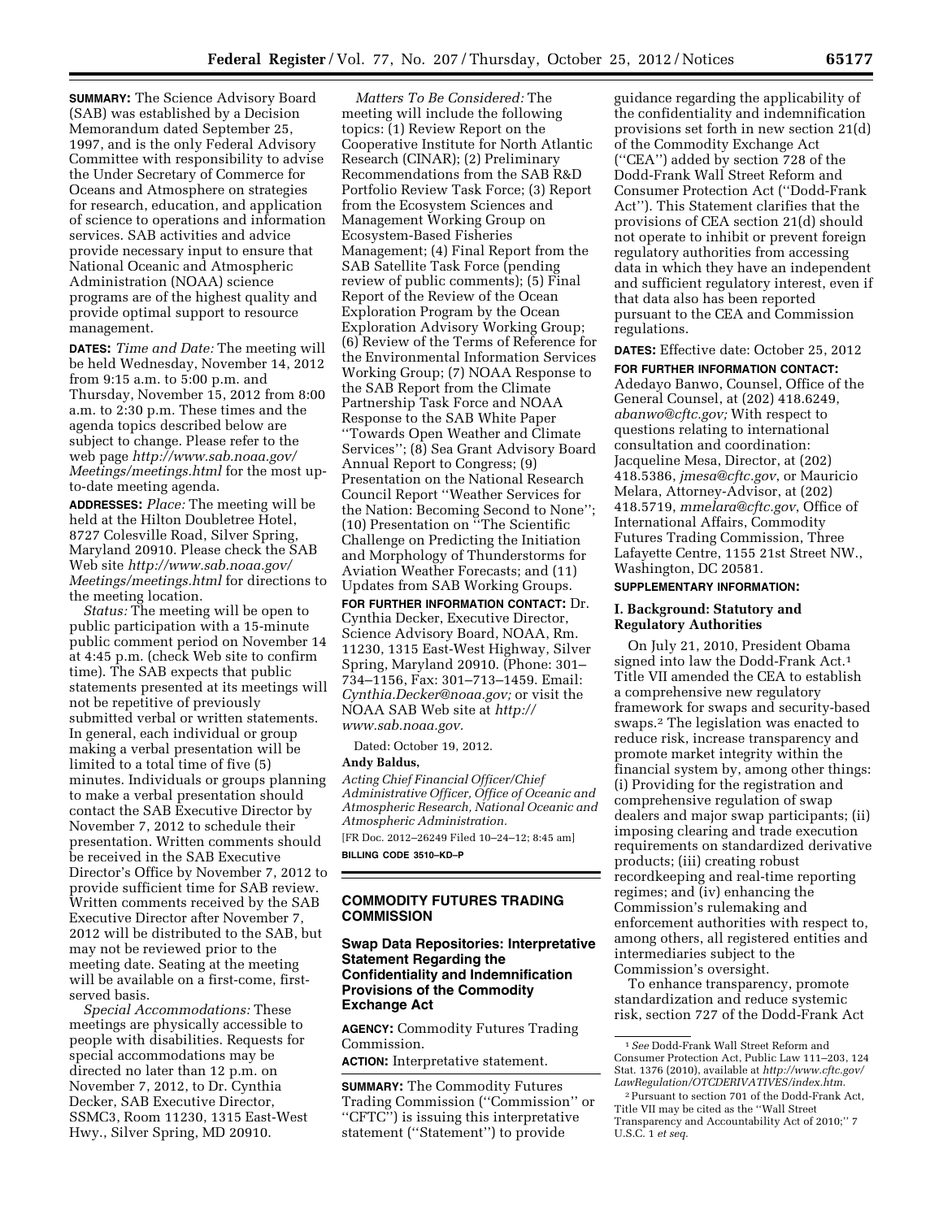**SUMMARY:** The Science Advisory Board (SAB) was established by a Decision Memorandum dated September 25, 1997, and is the only Federal Advisory Committee with responsibility to advise the Under Secretary of Commerce for Oceans and Atmosphere on strategies for research, education, and application of science to operations and information services. SAB activities and advice provide necessary input to ensure that National Oceanic and Atmospheric Administration (NOAA) science programs are of the highest quality and provide optimal support to resource management.

**DATES:** *Time and Date:* The meeting will be held Wednesday, November 14, 2012 from 9:15 a.m. to 5:00 p.m. and Thursday, November 15, 2012 from 8:00 a.m. to 2:30 p.m. These times and the agenda topics described below are subject to change. Please refer to the web page *http://www.sab.noaa.gov/Meetings/meetings.html* for the most up-to-date meeting agenda.

**ADDRESSES:** *Place:* The meeting will be held at the Hilton Doubletree Hotel, 8727 Colesville Road, Silver Spring, Maryland 20910. Please check the SAB Web site *http://www.sab.noaa.gov/Meetings/meetings.html* for directions to the meeting location.

*Status:* The meeting will be open to public participation with a 15-minute public comment period on November 14 at 4:45 p.m. (check Web site to confirm time). The SAB expects that public statements presented at its meetings will not be repetitive of previously submitted verbal or written statements. In general, each individual or group making a verbal presentation will be limited to a total time of five (5) minutes. Individuals or groups planning to make a verbal presentation should contact the SAB Executive Director by November 7, 2012 to schedule their presentation. Written comments should be received in the SAB Executive Director's Office by November 7, 2012 to provide sufficient time for SAB review. Written comments received by the SAB Executive Director after November 7, 2012 will be distributed to the SAB, but may not be reviewed prior to the meeting date. Seating at the meeting will be available on a first-come, first-served basis.

*Special Accommodations:* These meetings are physically accessible to people with disabilities. Requests for special accommodations may be directed no later than 12 p.m. on November 7, 2012, to Dr. Cynthia Decker, SAB Executive Director, SSMC3, Room 11230, 1315 East-West Hwy., Silver Spring, MD 20910.

*Matters To Be Considered:* The meeting will include the following topics: (1) Review Report on the Cooperative Institute for North Atlantic Research (CINAR); (2) Preliminary Recommendations from the SAB R&D Portfolio Review Task Force; (3) Report from the Ecosystem Sciences and Management Working Group on Ecosystem-Based Fisheries Management; (4) Final Report from the SAB Satellite Task Force (pending review of public comments); (5) Final Report of the Review of the Ocean Exploration Program by the Ocean Exploration Advisory Working Group; (6) Review of the Terms of Reference for the Environmental Information Services Working Group; (7) NOAA Response to the SAB Report from the Climate Partnership Task Force and NOAA Response to the SAB White Paper "Towards Open Weather and Climate Services"; (8) Sea Grant Advisory Board Annual Report to Congress; (9) Presentation on the National Research Council Report "Weather Services for the Nation: Becoming Second to None"; (10) Presentation on "The Scientific Challenge on Predicting the Initiation and Morphology of Thunderstorms for Aviation Weather Forecasts; and (11) Updates from SAB Working Groups.

**FOR FURTHER INFORMATION CONTACT:** Dr. Cynthia Decker, Executive Director, Science Advisory Board, NOAA, Rm. 11230, 1315 East-West Highway, Silver Spring, Maryland 20910. (Phone: 301–734–1156, Fax: 301–713–1459. Email: *Cynthia.Decker@noaa.gov;* or visit the NOAA SAB Web site at *http://www.sab.noaa.gov.*

Dated: October 19, 2012.

**Andy Baldus,**

*Acting Chief Financial Officer/Chief Administrative Officer, Office of Oceanic and Atmospheric Research, National Oceanic and Atmospheric Administration.*

[FR Doc. 2012–26249 Filed 10–24–12; 8:45 am]

**BILLING CODE 3510–KD–P**

## COMMODITY FUTURES TRADING COMMISSION

### Swap Data Repositories: Interpretative Statement Regarding the Confidentiality and Indemnification Provisions of the Commodity Exchange Act

**AGENCY:** Commodity Futures Trading Commission.

**ACTION:** Interpretative statement.

**SUMMARY:** The Commodity Futures Trading Commission ("Commission" or "CFTC") is issuing this interpretative statement ("Statement") to provide guidance regarding the applicability of the confidentiality and indemnification provisions set forth in new section 21(d) of the Commodity Exchange Act ("CEA") added by section 728 of the Dodd-Frank Wall Street Reform and Consumer Protection Act ("Dodd-Frank Act"). This Statement clarifies that the provisions of CEA section 21(d) should not operate to inhibit or prevent foreign regulatory authorities from accessing data in which they have an independent and sufficient regulatory interest, even if that data also has been reported pursuant to the CEA and Commission regulations.

**DATES:** Effective date: October 25, 2012

**FOR FURTHER INFORMATION CONTACT:** Adedayo Banwo, Counsel, Office of the General Counsel, at (202) 418.6249, *abanwo@cftc.gov;* With respect to questions relating to international consultation and coordination: Jacqueline Mesa, Director, at (202) 418.5386, *jmesa@cftc.gov*, or Mauricio Melara, Attorney-Advisor, at (202) 418.5719, *mmelara@cftc.gov*, Office of International Affairs, Commodity Futures Trading Commission, Three Lafayette Centre, 1155 21st Street NW., Washington, DC 20581.

**SUPPLEMENTARY INFORMATION:**

#### I. Background: Statutory and Regulatory Authorities

On July 21, 2010, President Obama signed into law the Dodd-Frank Act.[1] Title VII amended the CEA to establish a comprehensive new regulatory framework for swaps and security-based swaps.[2] The legislation was enacted to reduce risk, increase transparency and promote market integrity within the financial system by, among other things: (i) Providing for the registration and comprehensive regulation of swap dealers and major swap participants; (ii) imposing clearing and trade execution requirements on standardized derivative products; (iii) creating robust recordkeeping and real-time reporting regimes; and (iv) enhancing the Commission's rulemaking and enforcement authorities with respect to, among others, all registered entities and intermediaries subject to the Commission's oversight.

To enhance transparency, promote standardization and reduce systemic risk, section 727 of the Dodd-Frank Act

---

[1] *See* Dodd-Frank Wall Street Reform and Consumer Protection Act, Public Law 111–203, 124 Stat. 1376 (2010), available at *http://www.cftc.gov/LawRegulation/OTCDERIVATIVES/index.htm.*

[2] Pursuant to section 701 of the Dodd-Frank Act, Title VII may be cited as the "Wall Street Transparency and Accountability Act of 2010;" 7 U.S.C. 1 *et seq.*